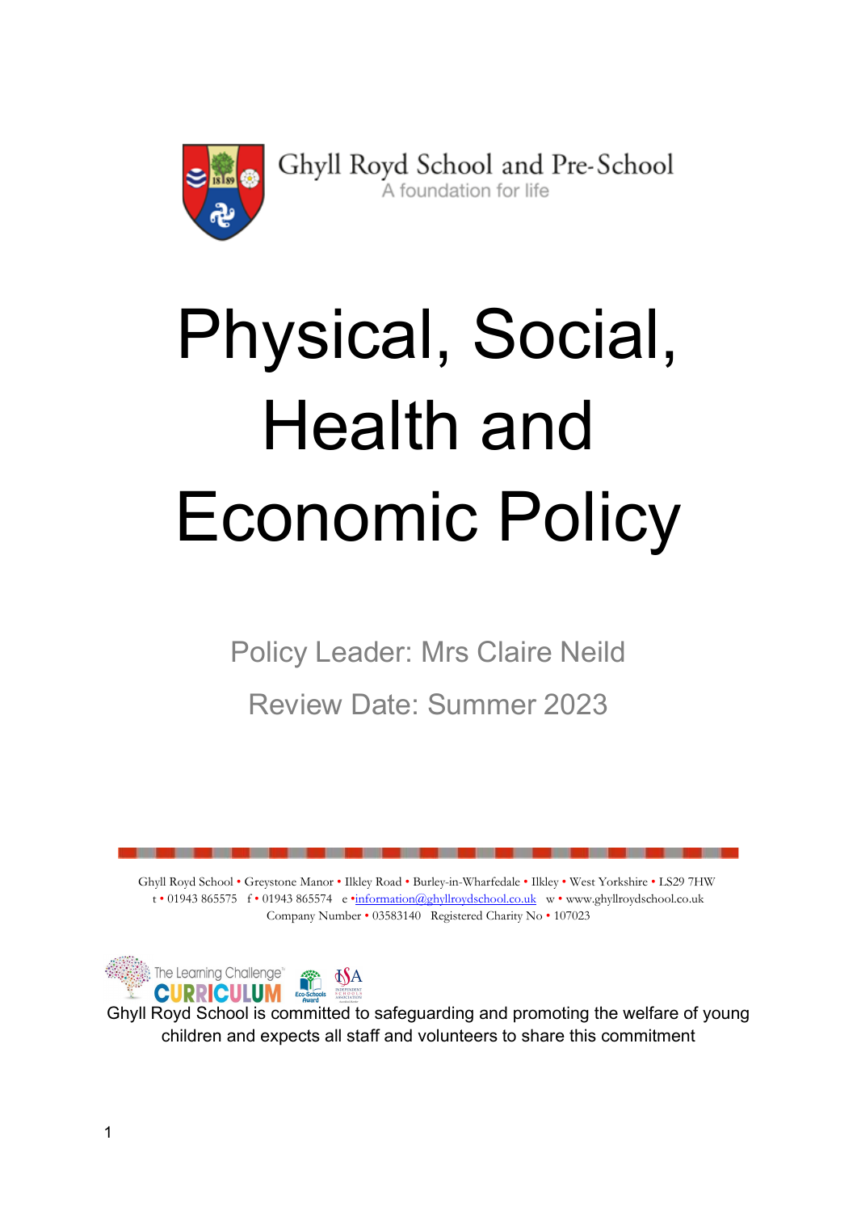Ghyll Royd School and Pre-School

A foundation for life

# Physical, Social, Health and Economic Policy

Policy Leader: Mrs Claire Neild

Review Date: Summer 2023

Ghyll Royd School • Greystone Manor • Ilkley Road • Burley-in-Wharfedale • Ilkley • West Yorkshire • LS29 7HW
t • 01943 865575 f • 01943 865574 e •information@ghyllroydschool.co.uk w • www.ghyllroydschool.co.uk
Company Number • 03583140 Registered Charity No • 107023

Ghyll Royd School is committed to safeguarding and promoting the welfare of young children and expects all staff and volunteers to share this commitment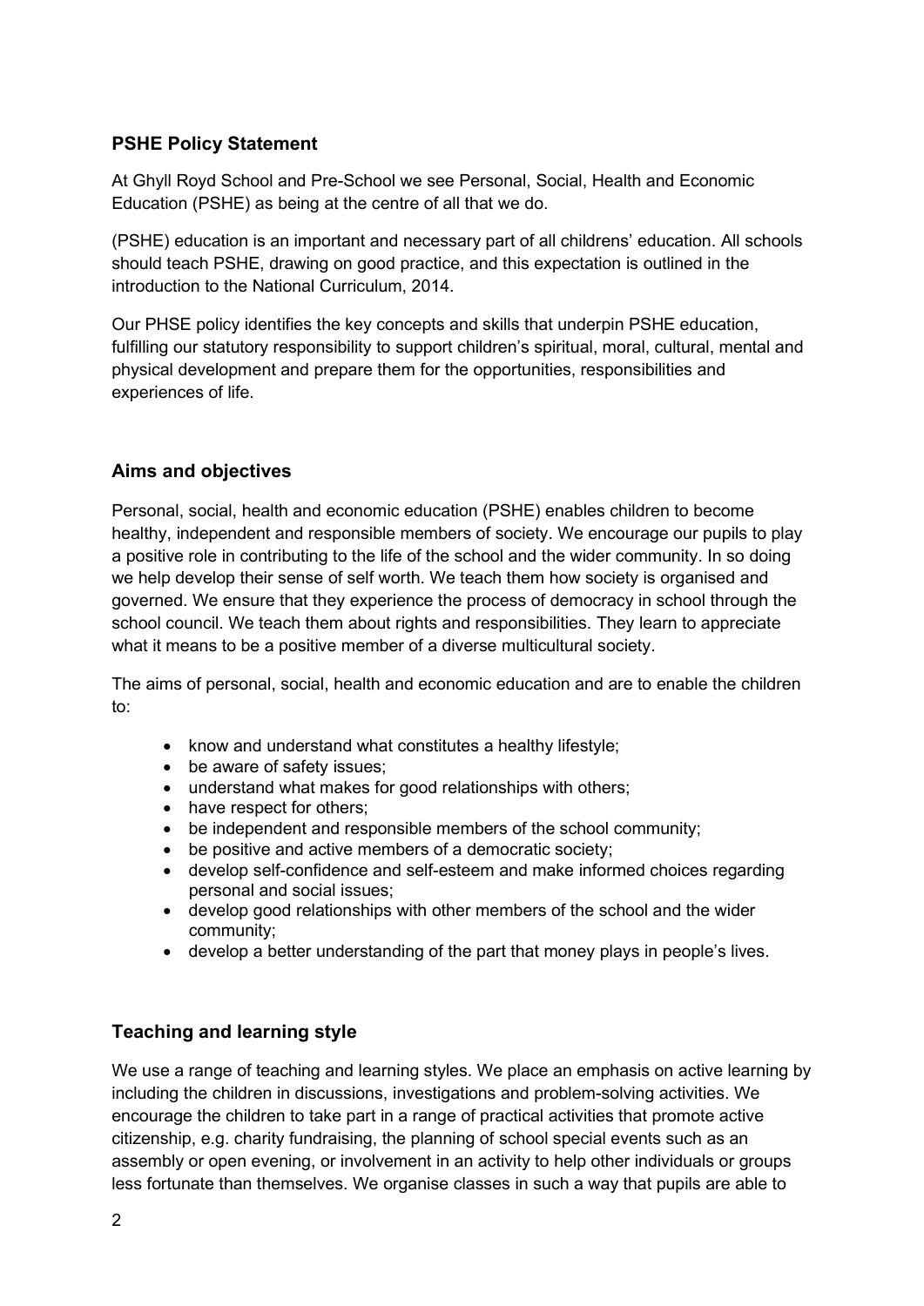## PSHE Policy Statement

At Ghyll Royd School and Pre-School we see Personal, Social, Health and Economic Education (PSHE) as being at the centre of all that we do.

(PSHE) education is an important and necessary part of all childrens' education. All schools should teach PSHE, drawing on good practice, and this expectation is outlined in the introduction to the National Curriculum, 2014.

Our PHSE policy identifies the key concepts and skills that underpin PSHE education, fulfilling our statutory responsibility to support children's spiritual, moral, cultural, mental and physical development and prepare them for the opportunities, responsibilities and experiences of life.

## Aims and objectives

Personal, social, health and economic education (PSHE) enables children to become healthy, independent and responsible members of society. We encourage our pupils to play a positive role in contributing to the life of the school and the wider community. In so doing we help develop their sense of self worth. We teach them how society is organised and governed. We ensure that they experience the process of democracy in school through the school council. We teach them about rights and responsibilities. They learn to appreciate what it means to be a positive member of a diverse multicultural society.

The aims of personal, social, health and economic education and are to enable the children to:

- know and understand what constitutes a healthy lifestyle;
- be aware of safety issues;
- understand what makes for good relationships with others;
- have respect for others;
- be independent and responsible members of the school community;
- be positive and active members of a democratic society;
- develop self-confidence and self-esteem and make informed choices regarding personal and social issues;
- develop good relationships with other members of the school and the wider community;
- develop a better understanding of the part that money plays in people's lives.

## Teaching and learning style

We use a range of teaching and learning styles. We place an emphasis on active learning by including the children in discussions, investigations and problem-solving activities. We encourage the children to take part in a range of practical activities that promote active citizenship, e.g. charity fundraising, the planning of school special events such as an assembly or open evening, or involvement in an activity to help other individuals or groups less fortunate than themselves. We organise classes in such a way that pupils are able to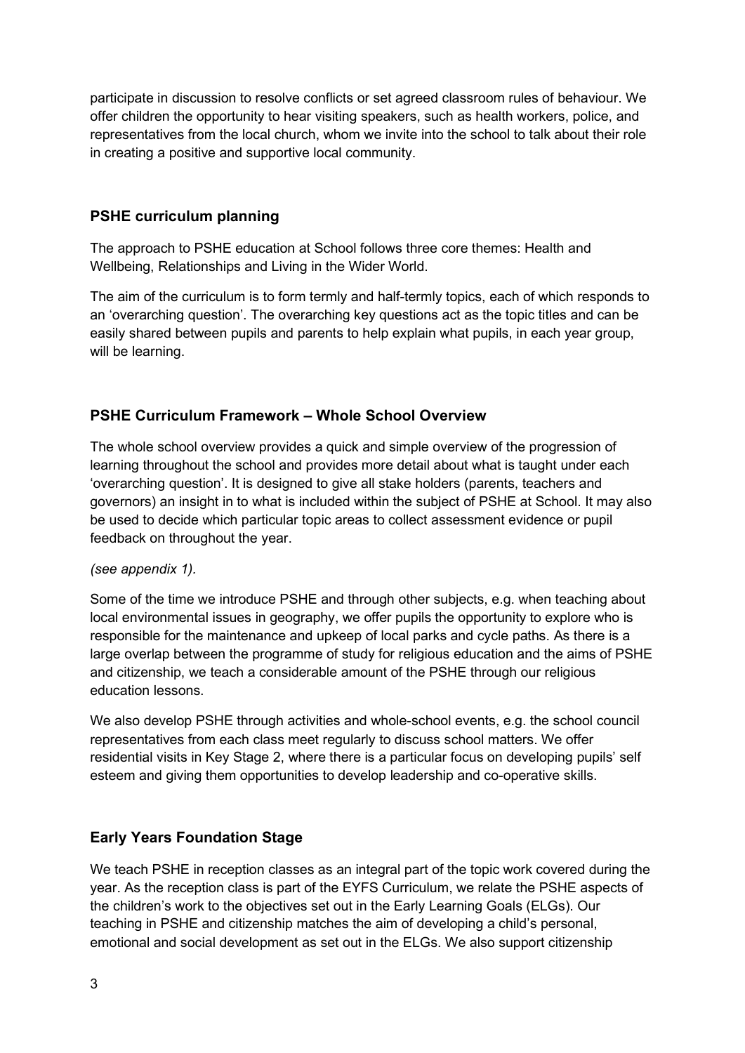participate in discussion to resolve conflicts or set agreed classroom rules of behaviour. We offer children the opportunity to hear visiting speakers, such as health workers, police, and representatives from the local church, whom we invite into the school to talk about their role in creating a positive and supportive local community.

## PSHE curriculum planning

The approach to PSHE education at School follows three core themes: Health and Wellbeing, Relationships and Living in the Wider World.

The aim of the curriculum is to form termly and half-termly topics, each of which responds to an 'overarching question'. The overarching key questions act as the topic titles and can be easily shared between pupils and parents to help explain what pupils, in each year group, will be learning.

## PSHE Curriculum Framework – Whole School Overview

The whole school overview provides a quick and simple overview of the progression of learning throughout the school and provides more detail about what is taught under each 'overarching question'. It is designed to give all stake holders (parents, teachers and governors) an insight in to what is included within the subject of PSHE at School. It may also be used to decide which particular topic areas to collect assessment evidence or pupil feedback on throughout the year.

*(see appendix 1).*

Some of the time we introduce PSHE and through other subjects, e.g. when teaching about local environmental issues in geography, we offer pupils the opportunity to explore who is responsible for the maintenance and upkeep of local parks and cycle paths. As there is a large overlap between the programme of study for religious education and the aims of PSHE and citizenship, we teach a considerable amount of the PSHE through our religious education lessons.

We also develop PSHE through activities and whole-school events, e.g. the school council representatives from each class meet regularly to discuss school matters. We offer residential visits in Key Stage 2, where there is a particular focus on developing pupils' self esteem and giving them opportunities to develop leadership and co-operative skills.

## Early Years Foundation Stage

We teach PSHE in reception classes as an integral part of the topic work covered during the year. As the reception class is part of the EYFS Curriculum, we relate the PSHE aspects of the children's work to the objectives set out in the Early Learning Goals (ELGs). Our teaching in PSHE and citizenship matches the aim of developing a child's personal, emotional and social development as set out in the ELGs. We also support citizenship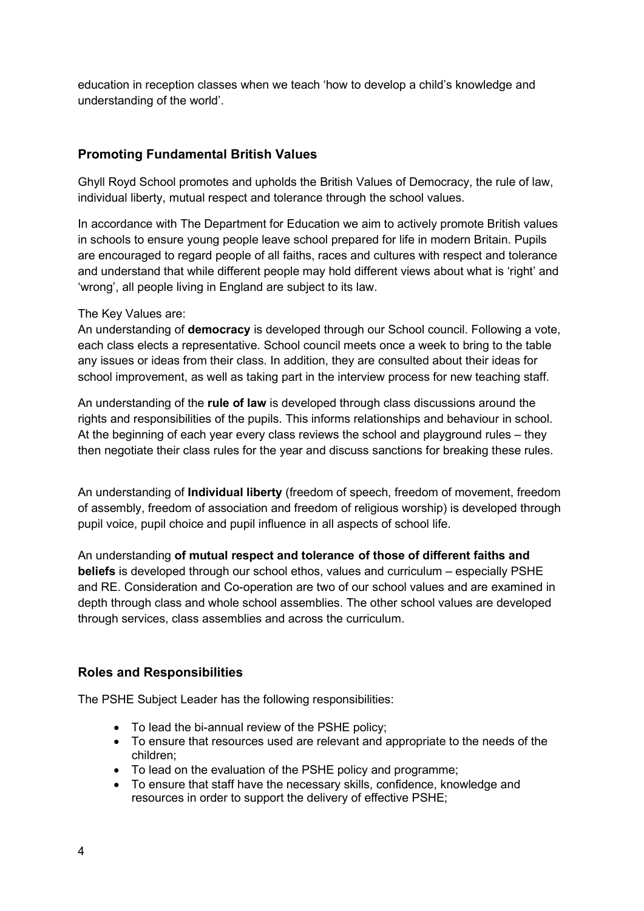education in reception classes when we teach 'how to develop a child's knowledge and understanding of the world'.

## Promoting Fundamental British Values

Ghyll Royd School promotes and upholds the British Values of Democracy, the rule of law, individual liberty, mutual respect and tolerance through the school values.

In accordance with The Department for Education we aim to actively promote British values in schools to ensure young people leave school prepared for life in modern Britain. Pupils are encouraged to regard people of all faiths, races and cultures with respect and tolerance and understand that while different people may hold different views about what is 'right' and 'wrong', all people living in England are subject to its law.

The Key Values are:
An understanding of **democracy** is developed through our School council. Following a vote, each class elects a representative. School council meets once a week to bring to the table any issues or ideas from their class. In addition, they are consulted about their ideas for school improvement, as well as taking part in the interview process for new teaching staff.

An understanding of the **rule of law** is developed through class discussions around the rights and responsibilities of the pupils. This informs relationships and behaviour in school. At the beginning of each year every class reviews the school and playground rules – they then negotiate their class rules for the year and discuss sanctions for breaking these rules.

An understanding of **Individual liberty** (freedom of speech, freedom of movement, freedom of assembly, freedom of association and freedom of religious worship) is developed through pupil voice, pupil choice and pupil influence in all aspects of school life.

An understanding **of mutual respect and tolerance of those of different faiths and beliefs** is developed through our school ethos, values and curriculum – especially PSHE and RE. Consideration and Co-operation are two of our school values and are examined in depth through class and whole school assemblies. The other school values are developed through services, class assemblies and across the curriculum.

## Roles and Responsibilities

The PSHE Subject Leader has the following responsibilities:

- To lead the bi-annual review of the PSHE policy;
- To ensure that resources used are relevant and appropriate to the needs of the children;
- To lead on the evaluation of the PSHE policy and programme;
- To ensure that staff have the necessary skills, confidence, knowledge and resources in order to support the delivery of effective PSHE;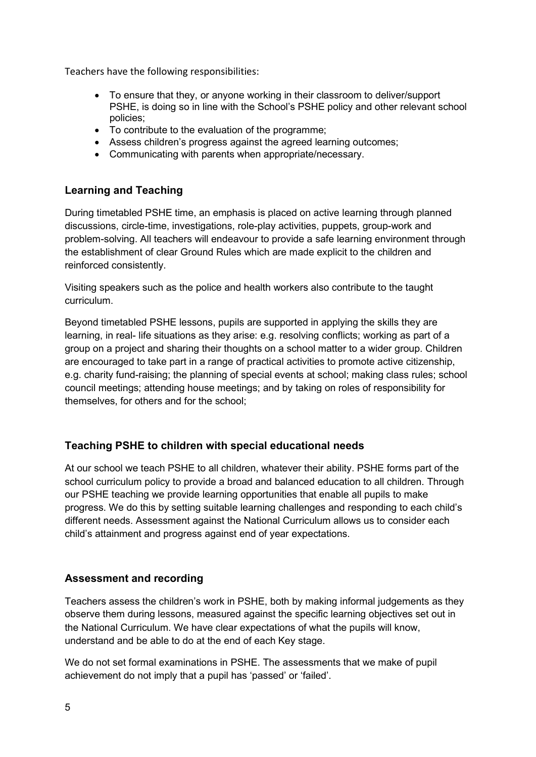Teachers have the following responsibilities:

- To ensure that they, or anyone working in their classroom to deliver/support PSHE, is doing so in line with the School's PSHE policy and other relevant school policies;
- To contribute to the evaluation of the programme;
- Assess children's progress against the agreed learning outcomes;
- Communicating with parents when appropriate/necessary.

## Learning and Teaching

During timetabled PSHE time, an emphasis is placed on active learning through planned discussions, circle-time, investigations, role-play activities, puppets, group-work and problem-solving. All teachers will endeavour to provide a safe learning environment through the establishment of clear Ground Rules which are made explicit to the children and reinforced consistently.

Visiting speakers such as the police and health workers also contribute to the taught curriculum.

Beyond timetabled PSHE lessons, pupils are supported in applying the skills they are learning, in real- life situations as they arise: e.g. resolving conflicts; working as part of a group on a project and sharing their thoughts on a school matter to a wider group. Children are encouraged to take part in a range of practical activities to promote active citizenship, e.g. charity fund-raising; the planning of special events at school; making class rules; school council meetings; attending house meetings; and by taking on roles of responsibility for themselves, for others and for the school;

## Teaching PSHE to children with special educational needs

At our school we teach PSHE to all children, whatever their ability. PSHE forms part of the school curriculum policy to provide a broad and balanced education to all children. Through our PSHE teaching we provide learning opportunities that enable all pupils to make progress. We do this by setting suitable learning challenges and responding to each child's different needs. Assessment against the National Curriculum allows us to consider each child's attainment and progress against end of year expectations.

## Assessment and recording

Teachers assess the children's work in PSHE, both by making informal judgements as they observe them during lessons, measured against the specific learning objectives set out in the National Curriculum. We have clear expectations of what the pupils will know, understand and be able to do at the end of each Key stage.

We do not set formal examinations in PSHE. The assessments that we make of pupil achievement do not imply that a pupil has 'passed' or 'failed'.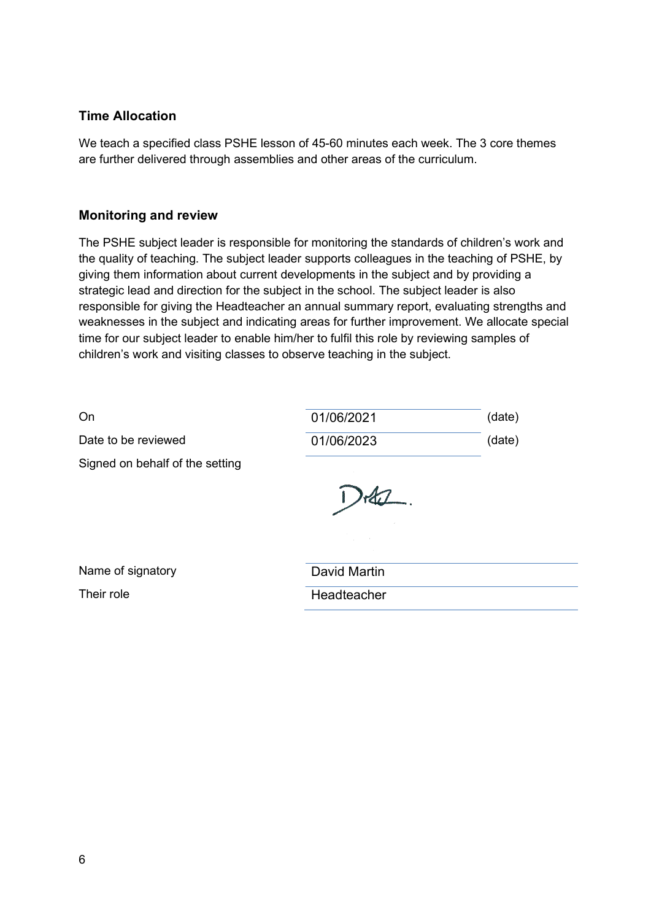### Time Allocation

We teach a specified class PSHE lesson of 45-60 minutes each week. The 3 core themes are further delivered through assemblies and other areas of the curriculum.

### Monitoring and review

The PSHE subject leader is responsible for monitoring the standards of children's work and the quality of teaching. The subject leader supports colleagues in the teaching of PSHE, by giving them information about current developments in the subject and by providing a strategic lead and direction for the subject in the school. The subject leader is also responsible for giving the Headteacher an annual summary report, evaluating strengths and weaknesses in the subject and indicating areas for further improvement. We allocate special time for our subject leader to enable him/her to fulfil this role by reviewing samples of children's work and visiting classes to observe teaching in the subject.

| | | |
|---|---|---|
| On | 01/06/2021 | (date) |
| Date to be reviewed | 01/06/2023 | (date) |
| Signed on behalf of the setting | | |

| | |
|---|---|
| Name of signatory | David Martin |
| Their role | Headteacher |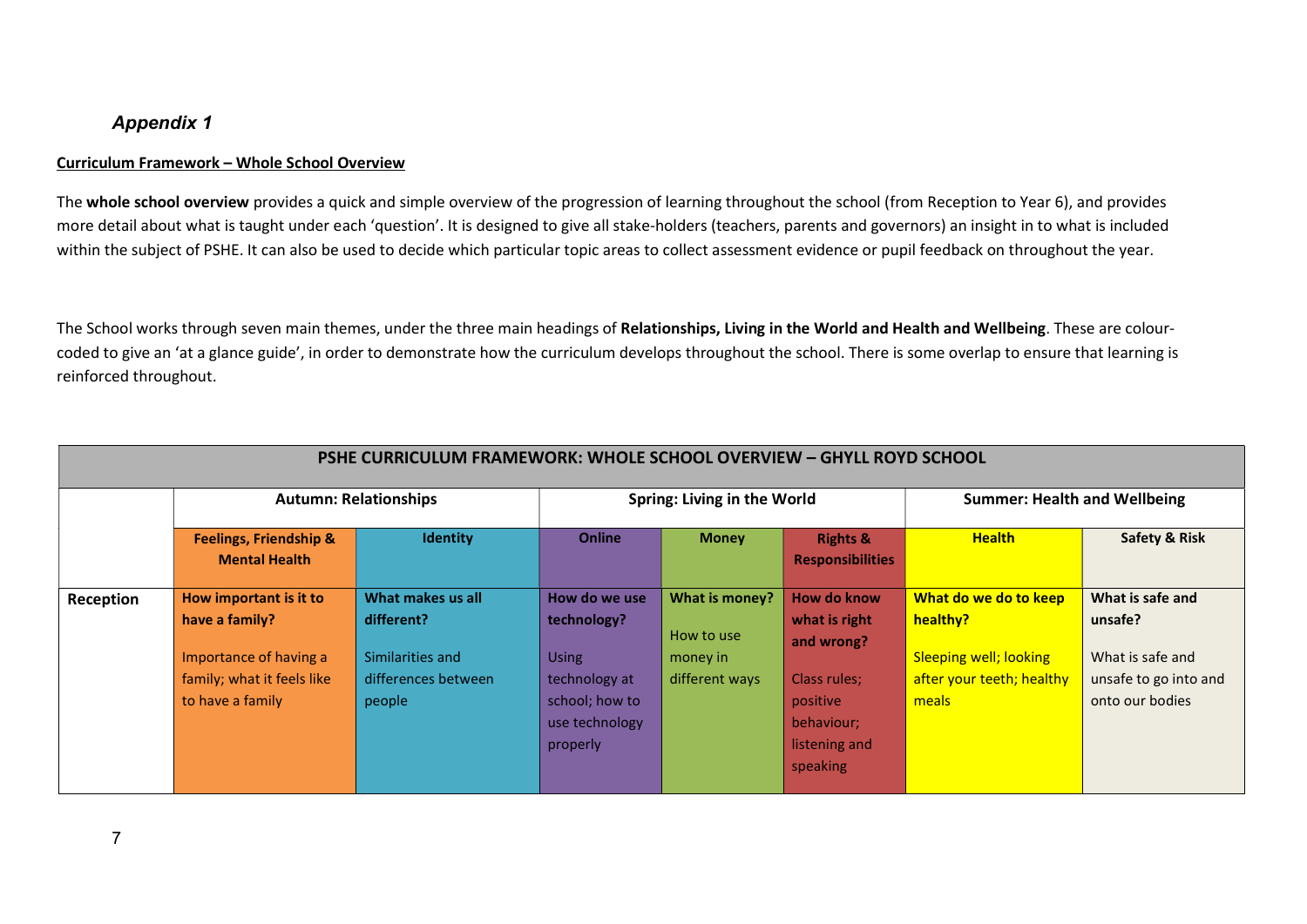*Appendix 1*

**Curriculum Framework – Whole School Overview**

The **whole school overview** provides a quick and simple overview of the progression of learning throughout the school (from Reception to Year 6), and provides more detail about what is taught under each 'question'. It is designed to give all stake-holders (teachers, parents and governors) an insight in to what is included within the subject of PSHE. It can also be used to decide which particular topic areas to collect assessment evidence or pupil feedback on throughout the year.

The School works through seven main themes, under the three main headings of **Relationships, Living in the World and Health and Wellbeing**. These are colour-coded to give an 'at a glance guide', in order to demonstrate how the curriculum develops throughout the school. There is some overlap to ensure that learning is reinforced throughout.

| PSHE CURRICULUM FRAMEWORK: WHOLE SCHOOL OVERVIEW – GHYLL ROYD SCHOOL | | | | | | | |
|---|---|---|---|---|---|---|---|
| | **Autumn: Relationships** | | **Spring: Living in the World** | | | **Summer: Health and Wellbeing** | |
| | **Feelings, Friendship & Mental Health** | **Identity** | **Online** | **Money** | **Rights & Responsibilities** | **Health** | **Safety & Risk** |
| **Reception** | **How important is it to have a family?**<br><br>Importance of having a family; what it feels like to have a family | **What makes us all different?**<br><br>Similarities and differences between people | **How do we use technology?**<br><br>Using technology at school; how to use technology properly | **What is money?**<br><br>How to use money in different ways | **How do know what is right and wrong?**<br><br>Class rules; positive behaviour; listening and speaking | **What do we do to keep healthy?**<br><br>Sleeping well; looking after your teeth; healthy meals | **What is safe and unsafe?**<br><br>What is safe and unsafe to go into and onto our bodies |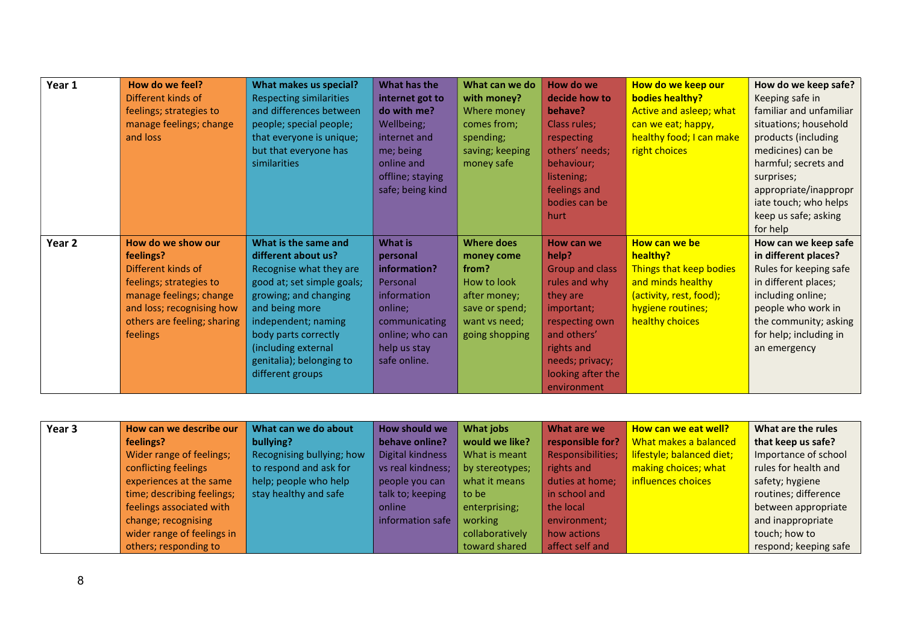| Year 1 | **How do we feel?** Different kinds of feelings; strategies to manage feelings; change and loss | **What makes us special?** Respecting similarities and differences between people; special people; that everyone is unique; but that everyone has similarities | **What has the internet got to do with me?** Wellbeing; internet and me; being online and offline; staying safe; being kind | **What can we do with money?** Where money comes from; spending; saving; keeping money safe | **How do we decide how to behave?** Class rules; respecting others' needs; behaviour; listening; feelings and bodies can be hurt | **How do we keep our bodies healthy?** Active and asleep; what can we eat; happy, healthy food; I can make right choices | **How do we keep safe?** Keeping safe in familiar and unfamiliar situations; household products (including medicines) can be harmful; secrets and surprises; appropriate/inappropriate touch; who helps keep us safe; asking for help |
|---|---|---|---|---|---|---|---|
| Year 2 | **How do we show our feelings?** Different kinds of feelings; strategies to manage feelings; change and loss; recognising how others are feeling; sharing feelings | **What is the same and different about us?** Recognise what they are good at; set simple goals; growing; and changing and being more independent; naming body parts correctly (including external genitalia); belonging to different groups | **What is personal information?** Personal information online; communicating online; who can help us stay safe online. | **Where does money come from?** How to look after money; save or spend; want vs need; going shopping | **How can we help?** Group and class rules and why they are important; respecting own and others' rights and needs; privacy; looking after the environment | **How can we be healthy?** Things that keep bodies and minds healthy (activity, rest, food); hygiene routines; healthy choices | **How can we keep safe in different places?** Rules for keeping safe in different places; including online; people who work in the community; asking for help; including in an emergency |

| Year 3 | **How can we describe our feelings?** Wider range of feelings; conflicting feelings experiences at the same time; describing feelings; feelings associated with change; recognising wider range of feelings in others; responding to | **What can we do about bullying?** Recognising bullying; how to respond and ask for help; people who help stay healthy and safe | **How should we behave online?** Digital kindness vs real kindness; people you can talk to; keeping online information safe | **What jobs would we like?** What is meant by stereotypes; what it means to be enterprising; working collaboratively toward shared | **What are we responsible for?** Responsibilities; rights and duties at home; in school and the local environment; how actions affect self and | **How can we eat well?** What makes a balanced lifestyle; balanced diet; making choices; what influences choices | **What are the rules that keep us safe?** Importance of school rules for health and safety; hygiene routines; difference between appropriate and inappropriate touch; how to respond; keeping safe |
|---|---|---|---|---|---|---|---|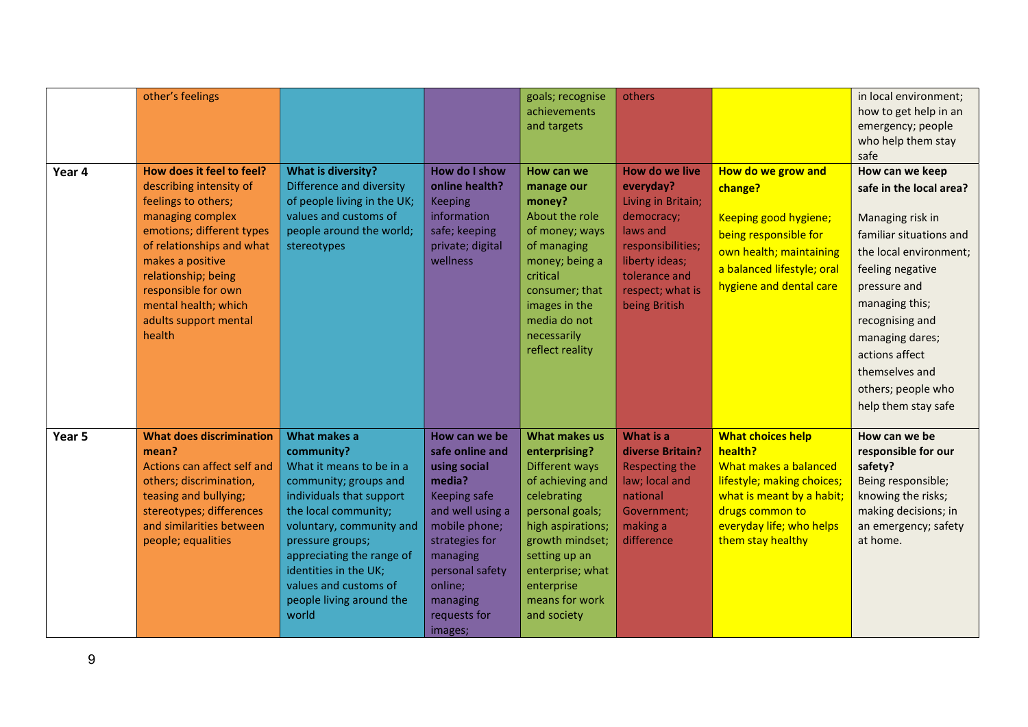| | | | | | | | |
|---|---|---|---|---|---|---|---|
| | other's feelings | | | goals; recognise achievements and targets | others | | in local environment; how to get help in an emergency; people who help them stay safe |
| **Year 4** | **How does it feel to feel?** describing intensity of feelings to others; managing complex emotions; different types of relationships and what makes a positive relationship; being responsible for own mental health; which adults support mental health | **What is diversity?** Difference and diversity of people living in the UK; values and customs of people around the world; stereotypes | **How do I show online health?** Keeping information safe; keeping private; digital wellness | **How can we manage our money?** About the role of money; ways of managing money; being a critical consumer; that images in the media do not necessarily reflect reality | **How do we live everyday?** Living in Britain; democracy; laws and responsibilities; liberty ideas; tolerance and respect; what is being British | **How do we grow and change?** Keeping good hygiene; being responsible for own health; maintaining a balanced lifestyle; oral hygiene and dental care | **How can we keep safe in the local area?** Managing risk in familiar situations and the local environment; feeling negative pressure and managing this; recognising and managing dares; actions affect themselves and others; people who help them stay safe |
| **Year 5** | **What does discrimination mean?** Actions can affect self and others; discrimination, teasing and bullying; stereotypes; differences and similarities between people; equalities | **What makes a community?** What it means to be in a community; groups and individuals that support the local community; voluntary, community and pressure groups; appreciating the range of identities in the UK; values and customs of people living around the world | **How can we be safe online and using social media?** Keeping safe and well using a mobile phone; strategies for managing personal safety online; managing requests for images; | **What makes us enterprising?** Different ways of achieving and celebrating personal goals; high aspirations; growth mindset; setting up an enterprise; what enterprise means for work and society | **What is a diverse Britain?** Respecting the law; local and national Government; making a difference | **What choices help health?** What makes a balanced lifestyle; making choices; what is meant by a habit; drugs common to everyday life; who helps them stay healthy | **How can we be responsible for our safety?** Being responsible; knowing the risks; making decisions; in an emergency; safety at home. |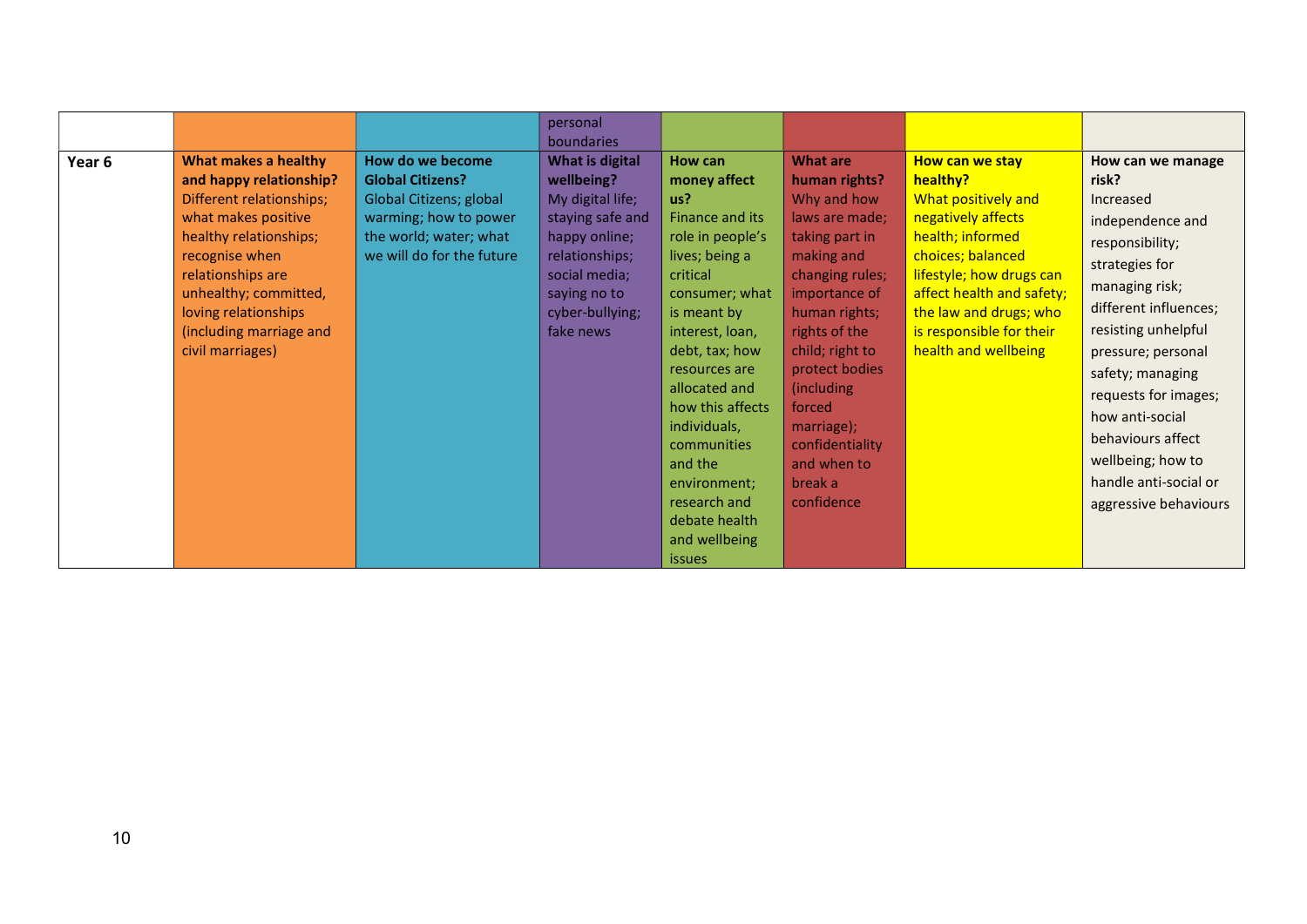| | | | | | | | |
|---|---|---|---|---|---|---|---|
| | | | personal boundaries | | | | |
| **Year 6** | **What makes a healthy and happy relationship?** Different relationships; what makes positive healthy relationships; recognise when relationships are unhealthy; committed, loving relationships (including marriage and civil marriages) | **How do we become Global Citizens?** Global Citizens; global warming; how to power the world; water; what we will do for the future | **What is digital wellbeing?** My digital life; staying safe and happy online; relationships; social media; saying no to cyber-bullying; fake news | **How can money affect us?** Finance and its role in people's lives; being a critical consumer; what is meant by interest, loan, debt, tax; how resources are allocated and how this affects individuals, communities and the environment; research and debate health and wellbeing issues | **What are human rights?** Why and how laws are made; taking part in making and changing rules; importance of human rights; rights of the child; right to protect bodies (including forced marriage); confidentiality and when to break a confidence | **How can we stay healthy?** What positively and negatively affects health; informed choices; balanced lifestyle; how drugs can affect health and safety; the law and drugs; who is responsible for their health and wellbeing | **How can we manage risk?** Increased independence and responsibility; strategies for managing risk; different influences; resisting unhelpful pressure; personal safety; managing requests for images; how anti-social behaviours affect wellbeing; how to handle anti-social or aggressive behaviours |